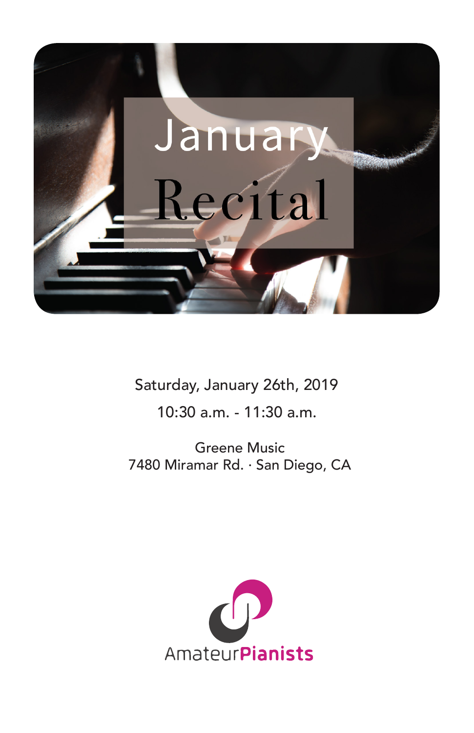# January Recital

Saturday, January 26th, 2019

10:30 a.m. - 11:30 a.m.

Greene Music
7480 Miramar Rd. · San Diego, CA

AmateurPianists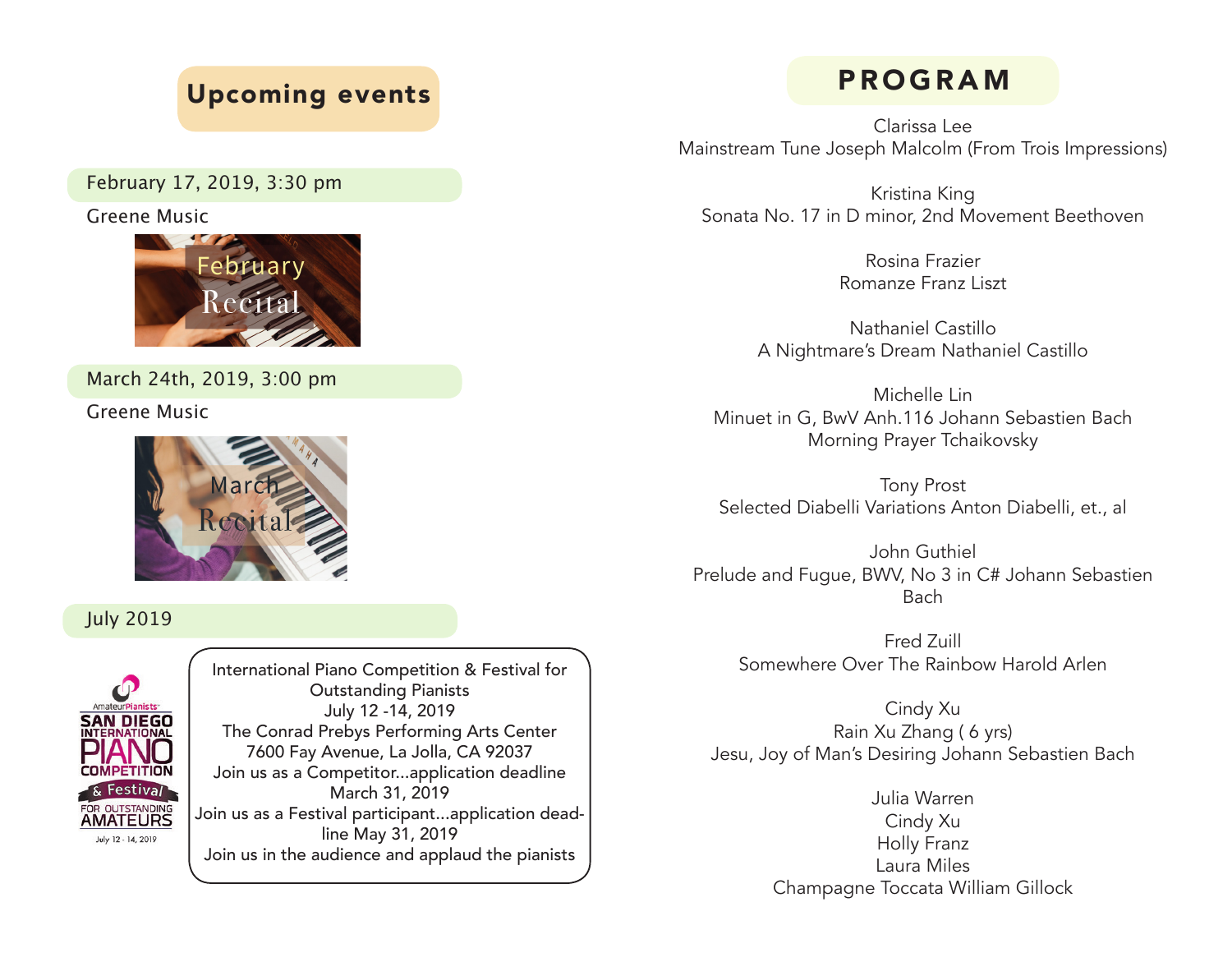## Upcoming events

**February 17, 2019, 3:30 pm**

Greene Music

February Recital

**March 24th, 2019, 3:00 pm**

Greene Music

March Recital

**July 2019**

AmateurPianists SAN DIEGO INTERNATIONAL PIANO COMPETITION & Festival FOR OUTSTANDING AMATEURS July 12 - 14, 2019

International Piano Competition & Festival for Outstanding Pianists
July 12 -14, 2019
The Conrad Prebys Performing Arts Center
7600 Fay Avenue, La Jolla, CA 92037
Join us as a Competitor...application deadline March 31, 2019
Join us as a Festival participant...application deadline May 31, 2019
Join us in the audience and applaud the pianists

## PROGRAM

Clarissa Lee
Mainstream Tune Joseph Malcolm (From Trois Impressions)

Kristina King
Sonata No. 17 in D minor, 2nd Movement Beethoven

Rosina Frazier
Romanze Franz Liszt

Nathaniel Castillo
A Nightmare's Dream Nathaniel Castillo

Michelle Lin
Minuet in G, BwV Anh.116 Johann Sebastien Bach
Morning Prayer Tchaikovsky

Tony Prost
Selected Diabelli Variations Anton Diabelli, et., al

John Guthiel
Prelude and Fugue, BWV, No 3 in C# Johann Sebastien Bach

Fred Zuill
Somewhere Over The Rainbow Harold Arlen

Cindy Xu
Rain Xu Zhang ( 6 yrs)
Jesu, Joy of Man's Desiring Johann Sebastien Bach

Julia Warren
Cindy Xu
Holly Franz
Laura Miles
Champagne Toccata William Gillock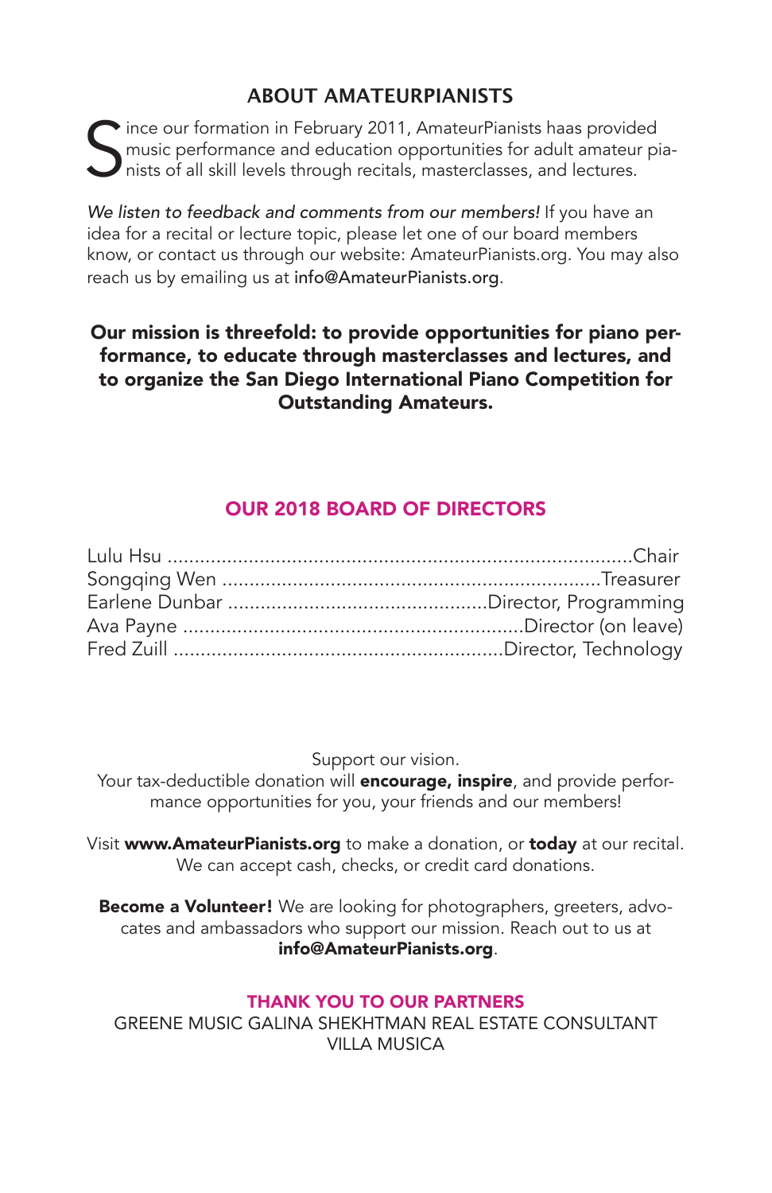## ABOUT AMATEURPIANISTS

Since our formation in February 2011, AmateurPianists haas provided music performance and education opportunities for adult amateur pianists of all skill levels through recitals, masterclasses, and lectures.

*We listen to feedback and comments from our members!* If you have an idea for a recital or lecture topic, please let one of our board members know, or contact us through our website: AmateurPianists.org. You may also reach us by emailing us at info@AmateurPianists.org.

**Our mission is threefold: to provide opportunities for piano performance, to educate through masterclasses and lectures, and to organize the San Diego International Piano Competition for Outstanding Amateurs.**

## OUR 2018 BOARD OF DIRECTORS

Lulu Hsu ........................................................................................Chair
Songqing Wen ....................................................................Treasurer
Earlene Dunbar ..............................................Director, Programming
Ava Payne ............................................................Director (on leave)
Fred Zuill ..........................................................Director, Technology

Support our vision.
Your tax-deductible donation will **encourage, inspire**, and provide performance opportunities for you, your friends and our members!

Visit **www.AmateurPianists.org** to make a donation, or **today** at our recital. We can accept cash, checks, or credit card donations.

**Become a Volunteer!** We are looking for photographers, greeters, advocates and ambassadors who support our mission. Reach out to us at **info@AmateurPianists.org**.

**THANK YOU TO OUR PARTNERS**
GREENE MUSIC GALINA SHEKHTMAN REAL ESTATE CONSULTANT
VILLA MUSICA